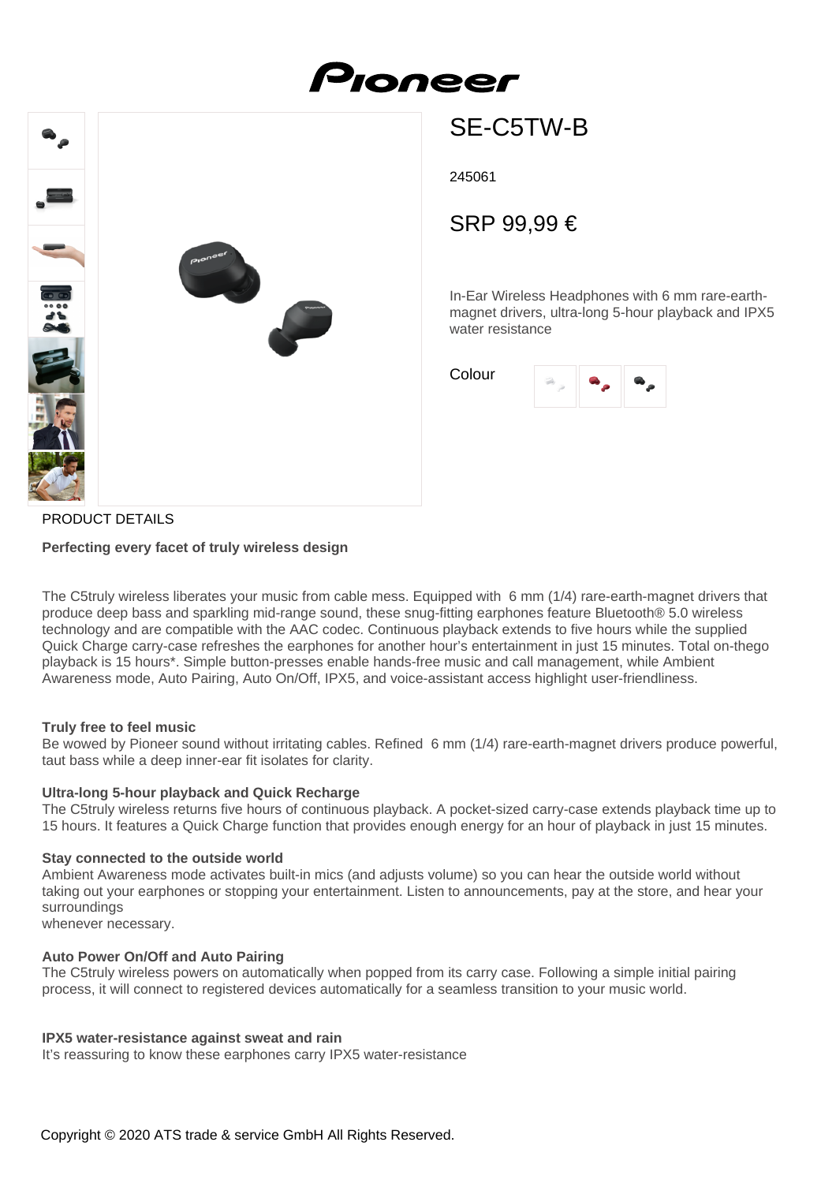# Pioneer

## SE-C5TW-B

245061

SRP 99,99 €

In-Ear Wireless Headphones with 6 mm rare-earth-magnet drivers, ultra-long 5-hour playback and IPX5 water resistance

Colour

PRODUCT DETAILS

**Perfecting every facet of truly wireless design**

The C5truly wireless liberates your music from cable mess. Equipped with 6 mm (1/4) rare-earth-magnet drivers that produce deep bass and sparkling mid-range sound, these snug-fitting earphones feature Bluetooth® 5.0 wireless technology and are compatible with the AAC codec. Continuous playback extends to five hours while the supplied Quick Charge carry-case refreshes the earphones for another hour's entertainment in just 15 minutes. Total on-thego playback is 15 hours*. Simple button-presses enable hands-free music and call management, while Ambient Awareness mode, Auto Pairing, Auto On/Off, IPX5, and voice-assistant access highlight user-friendliness.

**Truly free to feel music**

Be wowed by Pioneer sound without irritating cables. Refined 6 mm (1/4) rare-earth-magnet drivers produce powerful, taut bass while a deep inner-ear fit isolates for clarity.

**Ultra-long 5-hour playback and Quick Recharge**

The C5truly wireless returns five hours of continuous playback. A pocket-sized carry-case extends playback time up to 15 hours. It features a Quick Charge function that provides enough energy for an hour of playback in just 15 minutes.

**Stay connected to the outside world**

Ambient Awareness mode activates built-in mics (and adjusts volume) so you can hear the outside world without taking out your earphones or stopping your entertainment. Listen to announcements, pay at the store, and hear your surroundings
whenever necessary.

**Auto Power On/Off and Auto Pairing**

The C5truly wireless powers on automatically when popped from its carry case. Following a simple initial pairing process, it will connect to registered devices automatically for a seamless transition to your music world.

**IPX5 water-resistance against sweat and rain**

It's reassuring to know these earphones carry IPX5 water-resistance

Copyright © 2020 ATS trade & service GmbH All Rights Reserved.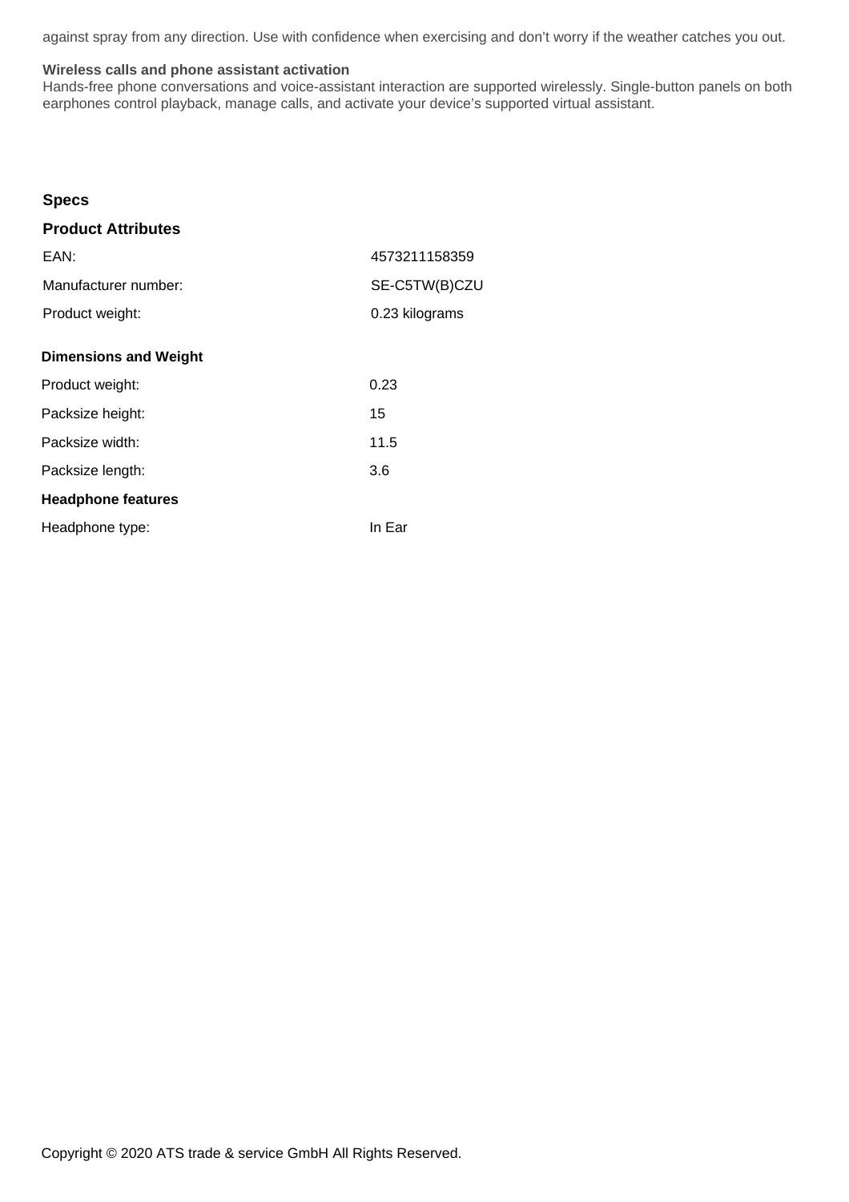against spray from any direction. Use with confidence when exercising and don't worry if the weather catches you out.

**Wireless calls and phone assistant activation**
Hands-free phone conversations and voice-assistant interaction are supported wirelessly. Single-button panels on both earphones control playback, manage calls, and activate your device's supported virtual assistant.

## Specs

### Product Attributes

| | |
|---|---|
| EAN: | 4573211158359 |
| Manufacturer number: | SE-C5TW(B)CZU |
| Product weight: | 0.23 kilograms |

### Dimensions and Weight

| | |
|---|---|
| Product weight: | 0.23 |
| Packsize height: | 15 |
| Packsize width: | 11.5 |
| Packsize length: | 3.6 |

### Headphone features

| | |
|---|---|
| Headphone type: | In Ear |

Copyright © 2020 ATS trade & service GmbH All Rights Reserved.